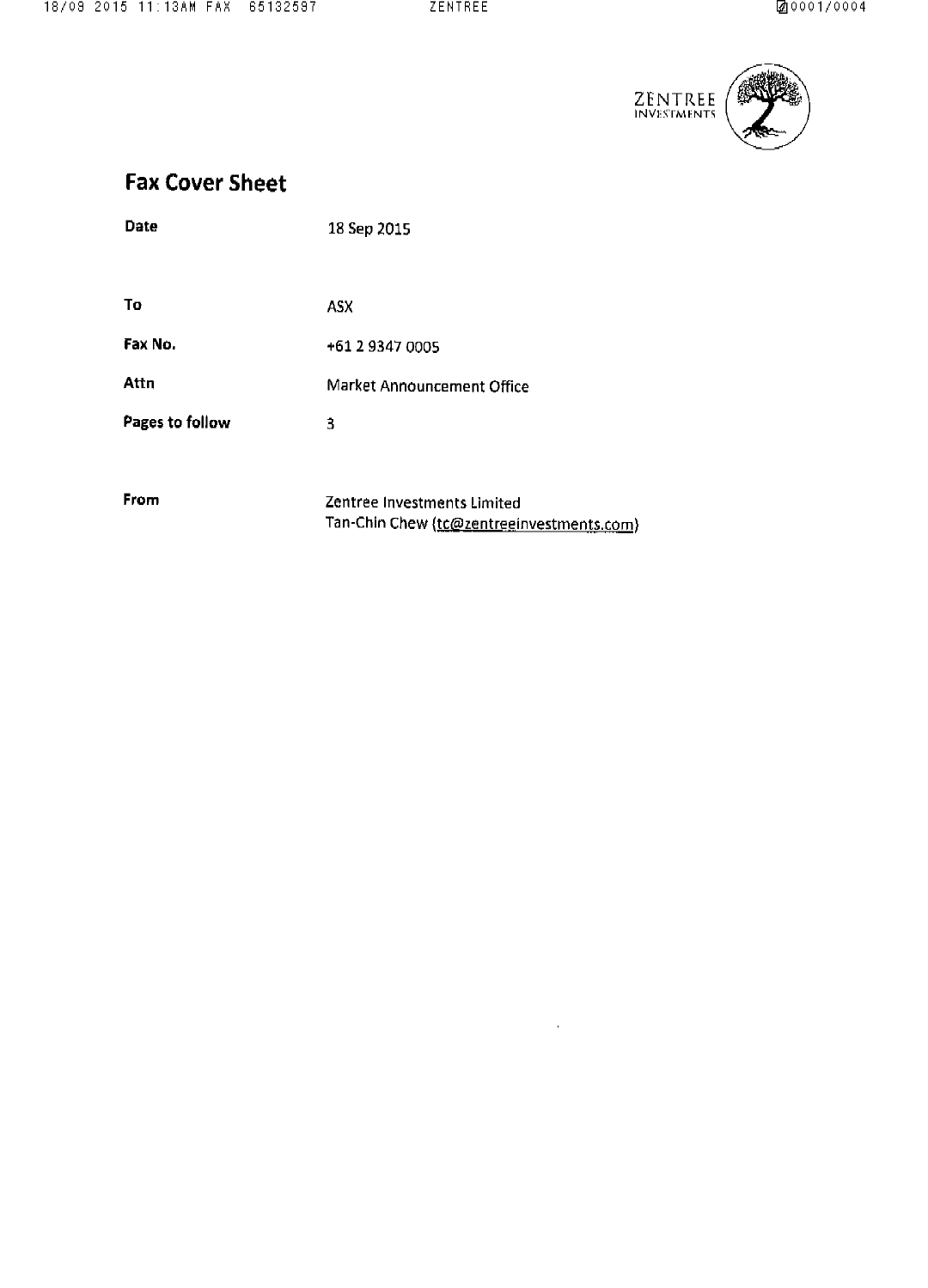ZENTREE INVESTMENTS

# Fax Cover Sheet

| | |
|---|---|
| **Date** | 18 Sep 2015 |
| **To** | ASX |
| **Fax No.** | +61 2 9347 0005 |
| **Attn** | Market Announcement Office |
| **Pages to follow** | 3 |
| **From** | Zentree Investments Limited<br>Tan-Chin Chew (tc@zentreeinvestments.com) |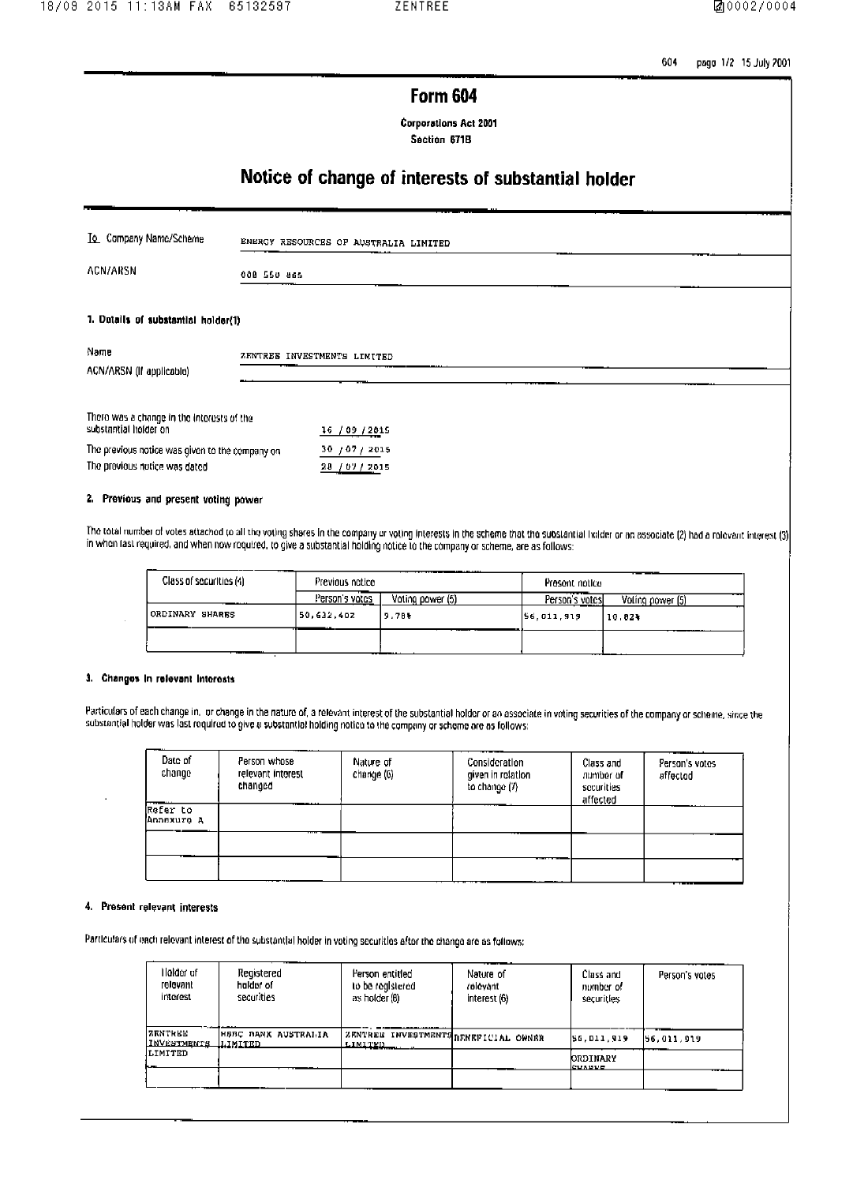# Form 604

**Corporations Act 2001**
**Section 671B**

## Notice of change of interests of substantial holder

| | |
|---|---|
| To Company Name/Scheme | ENERGY RESOURCES OF AUSTRALIA LIMITED |
| ACN/ARSN | 008 550 865 |

### 1. Details of substantial holder(1)

| | |
|---|---|
| Name | ZENTREE INVESTMENTS LIMITED |
| ACN/ARSN (if applicable) | |

| | |
|---|---|
| There was a change in the interests of the substantial holder on | 16 / 09 / 2015 |
| The previous notice was given to the company on | 30 / 07 / 2015 |
| The previous notice was dated | 28 / 07 / 2015 |

### 2. Previous and present voting power

The total number of votes attached to all the voting shares in the company or voting interests in the scheme that the substantial holder or an associate (2) had a relevant interest (3) in when last required, and when now required, to give a substantial holding notice to the company or scheme, are as follows:

| Class of securities (4) | Previous notice | | Present notice | |
|---|---|---|---|---|
| | Person's votes | Voting power (5) | Person's votes | Voting power (5) |
| ORDINARY SHARES | 50,632,402 | 9.78% | 56,011,919 | 10.82% |
| | | | | |

### 3. Changes in relevant interests

Particulars of each change in, or change in the nature of, a relevant interest of the substantial holder or an associate in voting securities of the company or scheme, since the substantial holder was last required to give a substantial holding notice to the company or scheme are as follows:

| Date of change | Person whose relevant interest changed | Nature of change (6) | Consideration given in relation to change (7) | Class and number of securities affected | Person's votes affected |
|---|---|---|---|---|---|
| Refer to Annexure A | | | | | |
| | | | | | |
| | | | | | |

### 4. Present relevant interests

Particulars of each relevant interest of the substantial holder in voting securities after the change are as follows:

| Holder of relevant interest | Registered holder of securities | Person entitled to be registered as holder (8) | Nature of relevant interest (6) | Class and number of securities | Person's votes |
|---|---|---|---|---|---|
| ZENTREE INVESTMENTS LIMITED | HSBC BANK AUSTRALIA LIMITED | ZENTREE INVESTMENTS LIMITED | BENEFICIAL OWNER | 56,011,919 ORDINARY SHARES | 56,011,919 |
| | | | | | |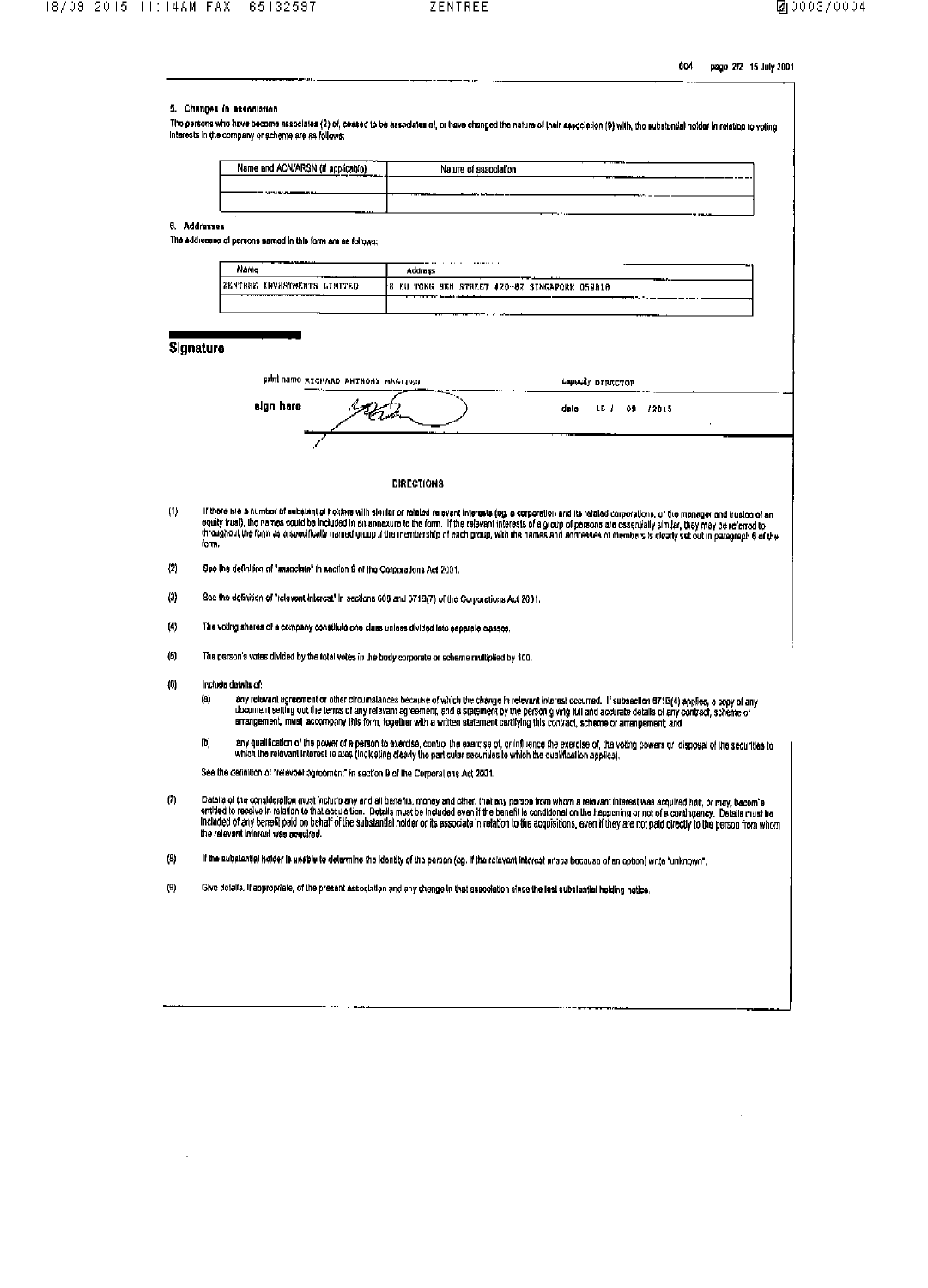604 page 2/2 15 July 2001

## 5. Changes in association

The persons who have become associates (2) of, ceased to be associates of, or have changed the nature of their association (9) with, the substantial holder in relation to voting interests in the company or scheme are as follows:

| Name and ACN/ARSN (if applicable) | Nature of association |
| --- | --- |
| | |
| | |

## 6. Addresses

The addresses of persons named in this form are as follows:

| Name | Address |
| --- | --- |
| ZENTREE INVESTMENTS LIMITED | 8 EU TONG SEN STREET #20-87 SINGAPORE 059818 |
| | |

## Signature

print name RICHARD ANTHONY MAGIDES　　　　capacity DIRECTOR

sign here　　　　　　　　　　　　　　　　　　date 18 / 08 /2015

### DIRECTIONS

(1) If there are a number of substantial holders with similar or related relevant interests (eg. a corporation and its related corporations, or the manager and trustee of an equity trust), the names could be included in an annexure to the form. If the relevant interests of a group of persons are essentially similar, they may be referred to throughout the form as a specifically named group if the membership of each group, with the names and addresses of members is clearly set out in paragraph 6 of the form.

(2) See the definition of "associate" in section 9 of the Corporations Act 2001.

(3) See the definition of "relevant interest" in sections 608 and 671B(7) of the Corporations Act 2001.

(4) The voting shares of a company constitute one class unless divided into separate classes.

(5) The person's votes divided by the total votes in the body corporate or scheme multiplied by 100.

(6) Include details of:

(a) any relevant agreement or other circumstances because of which the change in relevant interest occurred. If subsection 671B(4) applies, a copy of any document setting out the terms of any relevant agreement, and a statement by the person giving full and accurate details of any contract, scheme or arrangement, must accompany this form, together with a written statement certifying this contract, scheme or arrangement; and

(b) any qualification of the power of a person to exercise, control the exercise of, or influence the exercise of, the voting powers or disposal of the securities to which the relevant interest relates (indicating clearly the particular securities to which the qualification applies).

See the definition of "relevant agreement" in section 9 of the Corporations Act 2001.

(7) Details of the consideration must include any and all benefits, money and other, that any person from whom a relevant interest was acquired has, or may, become entitled to receive in relation to that acquisition. Details must be included even if the benefit is conditional on the happening or not of a contingency. Details must be included of any benefit paid on behalf of the substantial holder or its associate in relation to the acquisitions, even if they are not paid directly to the person from whom the relevant interest was acquired.

(8) If the substantial holder is unable to determine the identity of the person (eg. if the relevant interest arises because of an option) write "unknown".

(9) Give details, if appropriate, of the present association and any change in that association since the last substantial holding notice.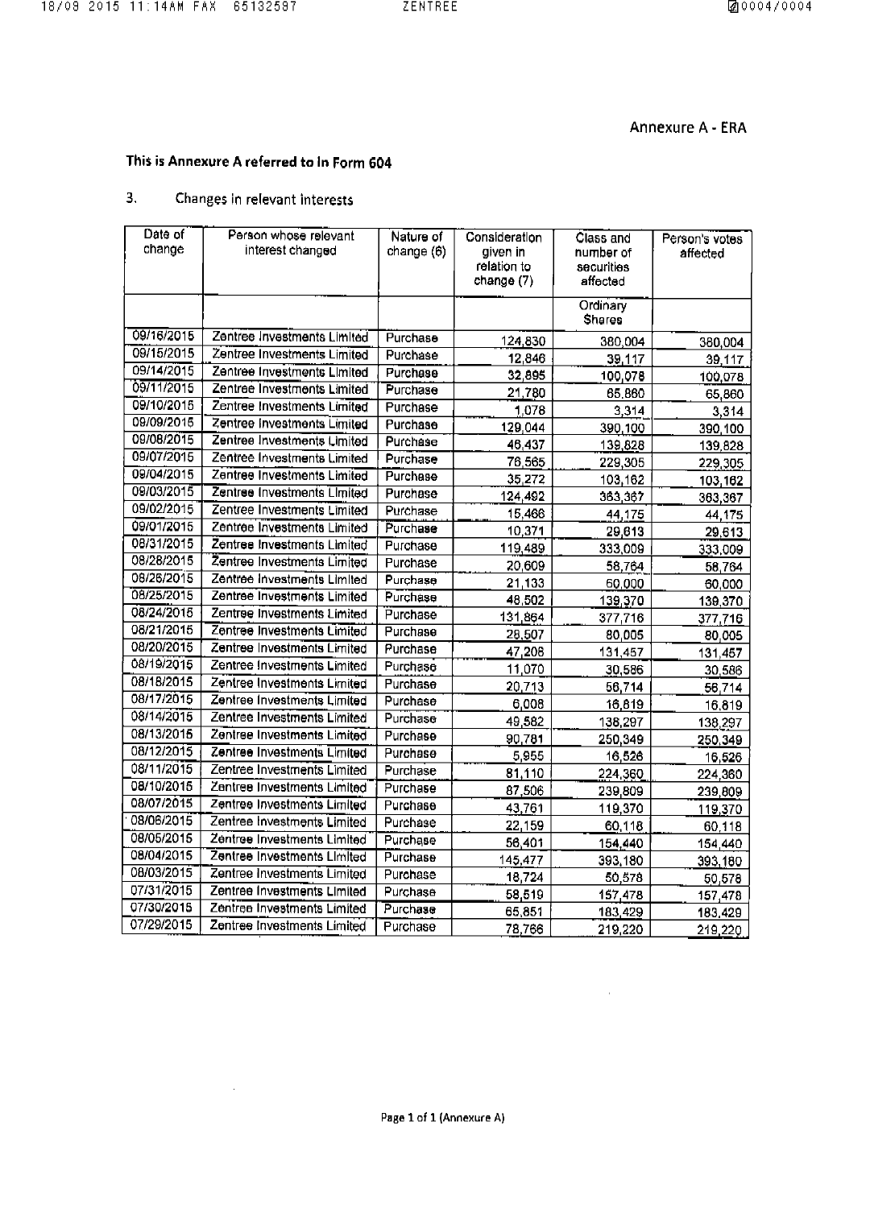Annexure A - ERA

**This is Annexure A referred to in Form 604**

3. Changes in relevant interests

| Date of change | Person whose relevant interest changed | Nature of change (6) | Consideration given in relation to change (7) | Class and number of securities affected | Person's votes affected |
|---|---|---|---|---|---|
| | | | | Ordinary Shares | |
| 09/16/2015 | Zentree Investments Limited | Purchase | 124,830 | 380,004 | 380,004 |
| 09/15/2015 | Zentree Investments Limited | Purchase | 12,846 | 39,117 | 39,117 |
| 09/14/2015 | Zentree Investments Limited | Purchase | 32,895 | 100,078 | 100,078 |
| 09/11/2015 | Zentree Investments Limited | Purchase | 21,780 | 65,860 | 65,860 |
| 09/10/2015 | Zentree Investments Limited | Purchase | 1,078 | 3,314 | 3,314 |
| 09/09/2015 | Zentree Investments Limited | Purchase | 129,044 | 390,100 | 390,100 |
| 09/08/2015 | Zentree Investments Limited | Purchase | 46,437 | 139,828 | 139,828 |
| 09/07/2015 | Zentree Investments Limited | Purchase | 76,565 | 229,305 | 229,305 |
| 09/04/2015 | Zentree Investments Limited | Purchase | 35,272 | 103,162 | 103,162 |
| 09/03/2015 | Zentree Investments Limited | Purchase | 124,492 | 363,367 | 363,367 |
| 09/02/2015 | Zentree Investments Limited | Purchase | 15,466 | 44,175 | 44,175 |
| 09/01/2015 | Zentree Investments Limited | Purchase | 10,371 | 29,613 | 29,613 |
| 08/31/2015 | Zentree Investments Limited | Purchase | 119,489 | 333,009 | 333,009 |
| 08/28/2015 | Zentree Investments Limited | Purchase | 20,609 | 58,764 | 58,764 |
| 08/26/2015 | Zentree Investments Limited | Purchase | 21,133 | 60,000 | 60,000 |
| 08/25/2015 | Zentree Investments Limited | Purchase | 48,502 | 139,370 | 139,370 |
| 08/24/2015 | Zentree Investments Limited | Purchase | 131,864 | 377,716 | 377,716 |
| 08/21/2015 | Zentree Investments Limited | Purchase | 28,507 | 80,005 | 80,005 |
| 08/20/2015 | Zentree Investments Limited | Purchase | 47,208 | 131,457 | 131,457 |
| 08/19/2015 | Zentree Investments Limited | Purchase | 11,070 | 30,586 | 30,586 |
| 08/18/2015 | Zentree Investments Limited | Purchase | 20,713 | 56,714 | 56,714 |
| 08/17/2015 | Zentree Investments Limited | Purchase | 6,008 | 16,819 | 16,819 |
| 08/14/2015 | Zentree Investments Limited | Purchase | 49,582 | 138,297 | 138,297 |
| 08/13/2015 | Zentree Investments Limited | Purchase | 90,781 | 250,349 | 250,349 |
| 08/12/2015 | Zentree Investments Limited | Purchase | 5,955 | 16,526 | 16,526 |
| 08/11/2015 | Zentree Investments Limited | Purchase | 81,110 | 224,360 | 224,360 |
| 08/10/2015 | Zentree Investments Limited | Purchase | 87,506 | 239,809 | 239,809 |
| 08/07/2015 | Zentree Investments Limited | Purchase | 43,761 | 119,370 | 119,370 |
| 08/06/2015 | Zentree Investments Limited | Purchase | 22,159 | 60,118 | 60,118 |
| 08/05/2015 | Zentree Investments Limited | Purchase | 56,401 | 154,440 | 154,440 |
| 08/04/2015 | Zentree Investments Limited | Purchase | 145,477 | 393,180 | 393,180 |
| 08/03/2015 | Zentree Investments Limited | Purchase | 18,724 | 50,578 | 50,578 |
| 07/31/2015 | Zentree Investments Limited | Purchase | 58,519 | 157,478 | 157,478 |
| 07/30/2015 | Zentree Investments Limited | Purchase | 65,851 | 183,429 | 183,429 |
| 07/29/2015 | Zentree Investments Limited | Purchase | 78,766 | 219,220 | 219,220 |